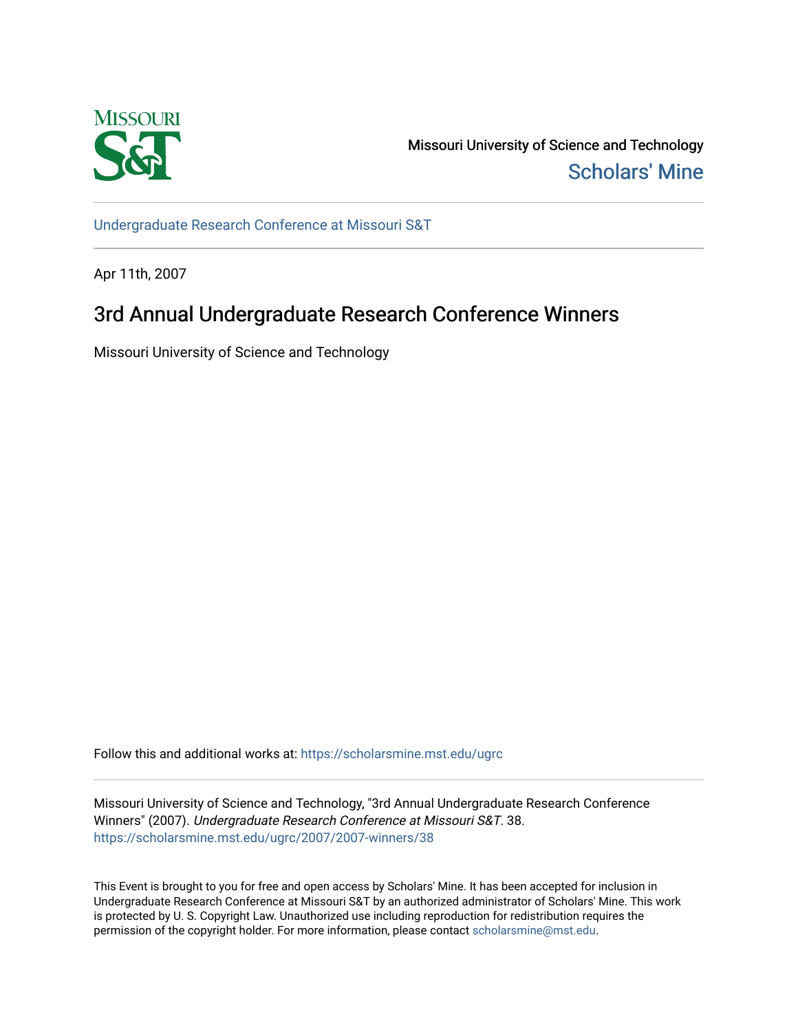Missouri University of Science and Technology

Scholars' Mine

Undergraduate Research Conference at Missouri S&T

Apr 11th, 2007

# 3rd Annual Undergraduate Research Conference Winners

Missouri University of Science and Technology

Follow this and additional works at: https://scholarsmine.mst.edu/ugrc

Missouri University of Science and Technology, "3rd Annual Undergraduate Research Conference Winners" (2007). *Undergraduate Research Conference at Missouri S&T*. 38.
https://scholarsmine.mst.edu/ugrc/2007/2007-winners/38

This Event is brought to you for free and open access by Scholars' Mine. It has been accepted for inclusion in Undergraduate Research Conference at Missouri S&T by an authorized administrator of Scholars' Mine. This work is protected by U. S. Copyright Law. Unauthorized use including reproduction for redistribution requires the permission of the copyright holder. For more information, please contact scholarsmine@mst.edu.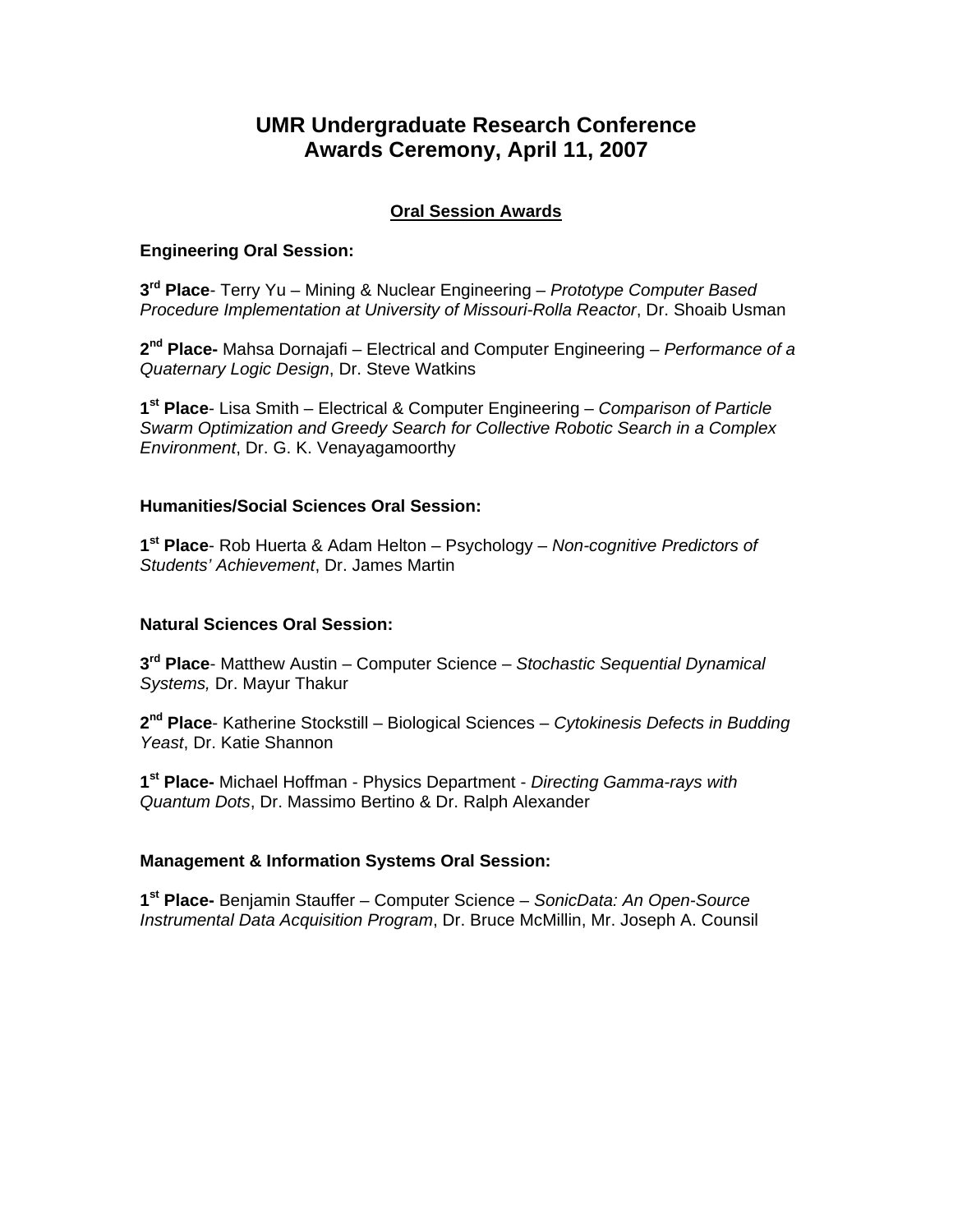# UMR Undergraduate Research Conference
# Awards Ceremony, April 11, 2007

## Oral Session Awards

### Engineering Oral Session:

**3rd Place**- Terry Yu – Mining & Nuclear Engineering – *Prototype Computer Based Procedure Implementation at University of Missouri-Rolla Reactor*, Dr. Shoaib Usman

**2nd Place-** Mahsa Dornajafi – Electrical and Computer Engineering – *Performance of a Quaternary Logic Design*, Dr. Steve Watkins

**1st Place**- Lisa Smith – Electrical & Computer Engineering – *Comparison of Particle Swarm Optimization and Greedy Search for Collective Robotic Search in a Complex Environment*, Dr. G. K. Venayagamoorthy

### Humanities/Social Sciences Oral Session:

**1st Place**- Rob Huerta & Adam Helton – Psychology – *Non-cognitive Predictors of Students' Achievement*, Dr. James Martin

### Natural Sciences Oral Session:

**3rd Place**- Matthew Austin – Computer Science – *Stochastic Sequential Dynamical Systems,* Dr. Mayur Thakur

**2nd Place**- Katherine Stockstill – Biological Sciences – *Cytokinesis Defects in Budding Yeast*, Dr. Katie Shannon

**1st Place-** Michael Hoffman - Physics Department - *Directing Gamma-rays with Quantum Dots*, Dr. Massimo Bertino & Dr. Ralph Alexander

### Management & Information Systems Oral Session:

**1st Place-** Benjamin Stauffer – Computer Science – *SonicData: An Open-Source Instrumental Data Acquisition Program*, Dr. Bruce McMillin, Mr. Joseph A. Counsil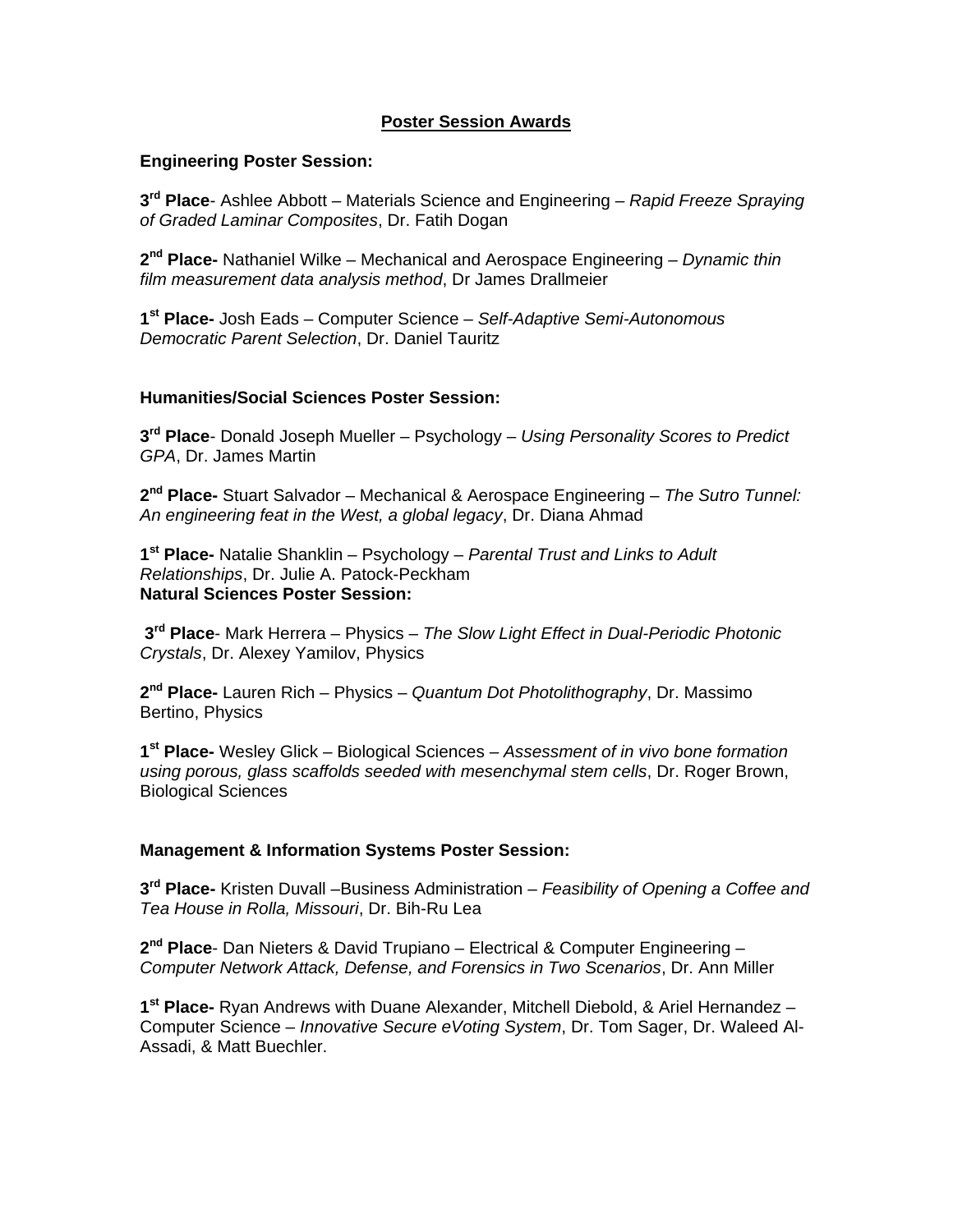## Poster Session Awards

### Engineering Poster Session:

**3rd Place**- Ashlee Abbott – Materials Science and Engineering – *Rapid Freeze Spraying of Graded Laminar Composites*, Dr. Fatih Dogan

**2nd Place-** Nathaniel Wilke – Mechanical and Aerospace Engineering – *Dynamic thin film measurement data analysis method*, Dr James Drallmeier

**1st Place-** Josh Eads – Computer Science – *Self-Adaptive Semi-Autonomous Democratic Parent Selection*, Dr. Daniel Tauritz

### Humanities/Social Sciences Poster Session:

**3rd Place**- Donald Joseph Mueller – Psychology – *Using Personality Scores to Predict GPA*, Dr. James Martin

**2nd Place-** Stuart Salvador – Mechanical & Aerospace Engineering – *The Sutro Tunnel: An engineering feat in the West, a global legacy*, Dr. Diana Ahmad

**1st Place-** Natalie Shanklin – Psychology – *Parental Trust and Links to Adult Relationships*, Dr. Julie A. Patock-Peckham

### Natural Sciences Poster Session:

**3rd Place**- Mark Herrera – Physics – *The Slow Light Effect in Dual-Periodic Photonic Crystals*, Dr. Alexey Yamilov, Physics

**2nd Place-** Lauren Rich – Physics – *Quantum Dot Photolithography*, Dr. Massimo Bertino, Physics

**1st Place-** Wesley Glick – Biological Sciences – *Assessment of in vivo bone formation using porous, glass scaffolds seeded with mesenchymal stem cells*, Dr. Roger Brown, Biological Sciences

### Management & Information Systems Poster Session:

**3rd Place-** Kristen Duvall –Business Administration – *Feasibility of Opening a Coffee and Tea House in Rolla, Missouri*, Dr. Bih-Ru Lea

**2nd Place**- Dan Nieters & David Trupiano – Electrical & Computer Engineering – *Computer Network Attack, Defense, and Forensics in Two Scenarios*, Dr. Ann Miller

**1st Place-** Ryan Andrews with Duane Alexander, Mitchell Diebold, & Ariel Hernandez – Computer Science – *Innovative Secure eVoting System*, Dr. Tom Sager, Dr. Waleed Al-Assadi, & Matt Buechler.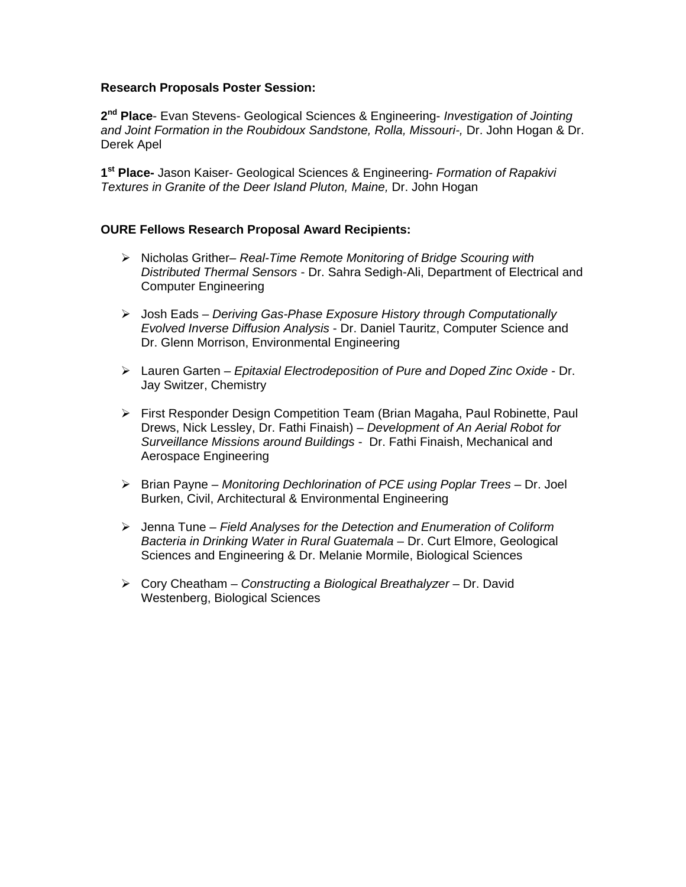**Research Proposals Poster Session:**

**2nd Place**- Evan Stevens- Geological Sciences & Engineering- *Investigation of Jointing and Joint Formation in the Roubidoux Sandstone, Rolla, Missouri-,* Dr. John Hogan & Dr. Derek Apel

**1st Place-** Jason Kaiser- Geological Sciences & Engineering- *Formation of Rapakivi Textures in Granite of the Deer Island Pluton, Maine,* Dr. John Hogan

**OURE Fellows Research Proposal Award Recipients:**

- Nicholas Grither– *Real-Time Remote Monitoring of Bridge Scouring with Distributed Thermal Sensors* - Dr. Sahra Sedigh-Ali, Department of Electrical and Computer Engineering
- Josh Eads – *Deriving Gas-Phase Exposure History through Computationally Evolved Inverse Diffusion Analysis* - Dr. Daniel Tauritz, Computer Science and Dr. Glenn Morrison, Environmental Engineering
- Lauren Garten – *Epitaxial Electrodeposition of Pure and Doped Zinc Oxide* - Dr. Jay Switzer, Chemistry
- First Responder Design Competition Team (Brian Magaha, Paul Robinette, Paul Drews, Nick Lessley, Dr. Fathi Finaish) – *Development of An Aerial Robot for Surveillance Missions around Buildings* - Dr. Fathi Finaish, Mechanical and Aerospace Engineering
- Brian Payne – *Monitoring Dechlorination of PCE using Poplar Trees* – Dr. Joel Burken, Civil, Architectural & Environmental Engineering
- Jenna Tune – *Field Analyses for the Detection and Enumeration of Coliform Bacteria in Drinking Water in Rural Guatemala* – Dr. Curt Elmore, Geological Sciences and Engineering & Dr. Melanie Mormile, Biological Sciences
- Cory Cheatham – *Constructing a Biological Breathalyzer* – Dr. David Westenberg, Biological Sciences